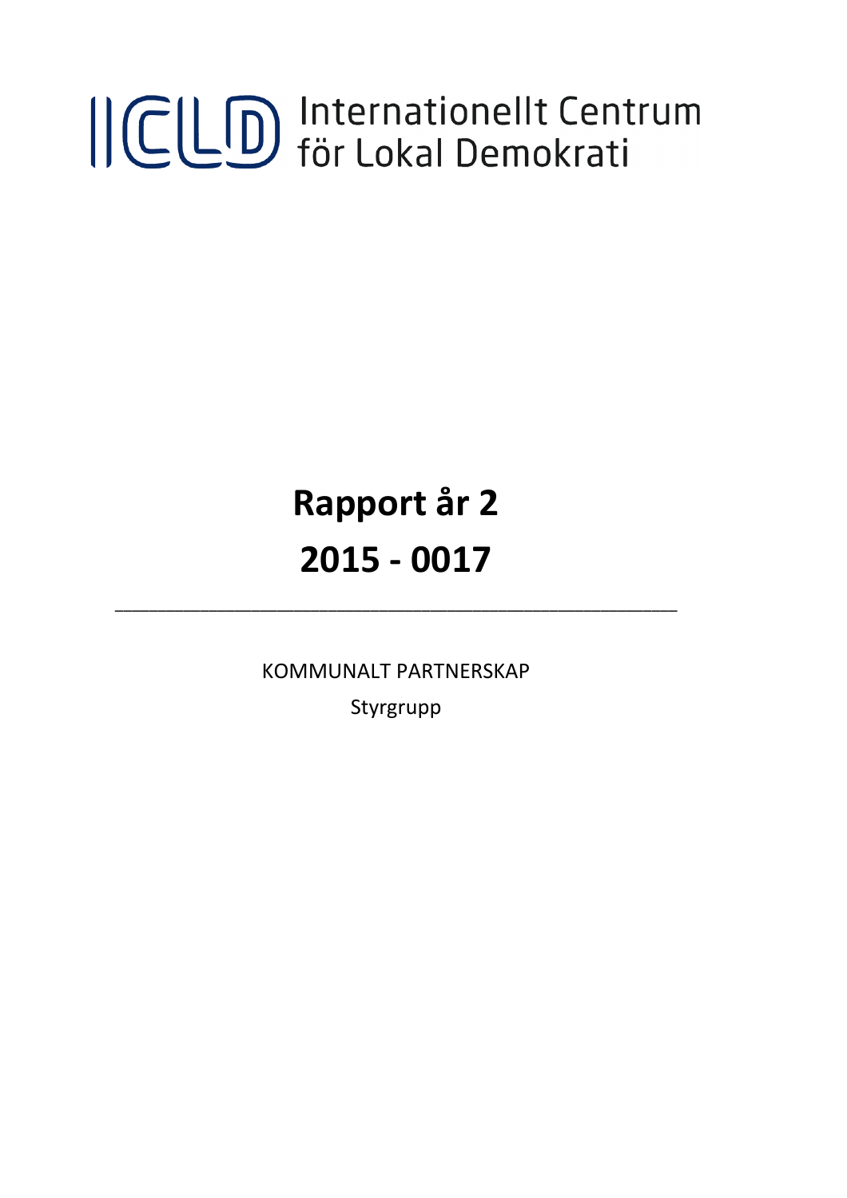ICLD Internationellt Centrum för Lokal Demokrati

# Rapport år 2

# 2015 - 0017

---

KOMMUNALT PARTNERSKAP

Styrgrupp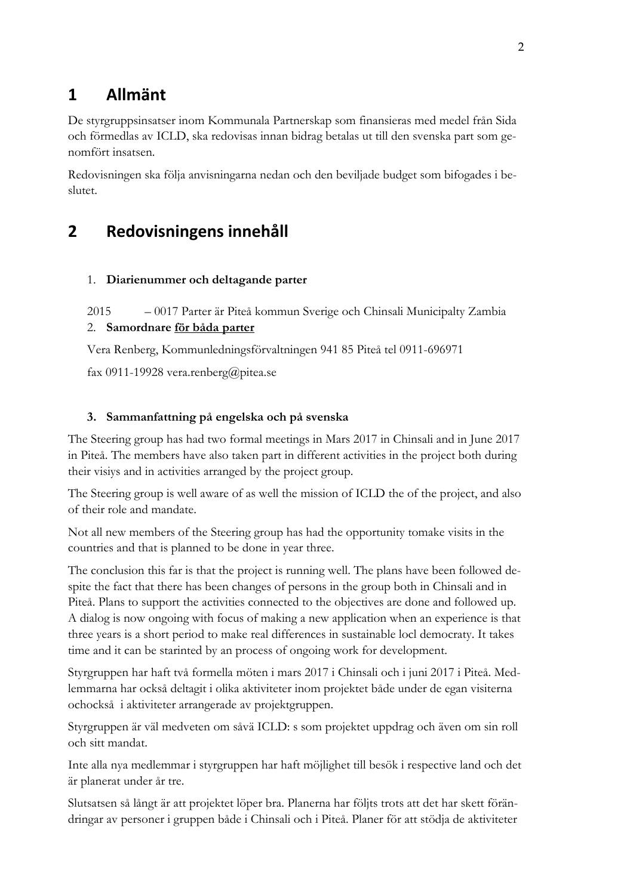# 1 Allmänt

De styrgruppsinsatser inom Kommunala Partnerskap som finansieras med medel från Sida och förmedlas av ICLD, ska redovisas innan bidrag betalas ut till den svenska part som genomfört insatsen.

Redovisningen ska följa anvisningarna nedan och den beviljade budget som bifogades i beslutet.

# 2 Redovisningens innehåll

1. **Diarienummer och deltagande parter**

2015 – 0017 Parter är Piteå kommun Sverige och Chinsali Municipalty Zambia

2. **Samordnare <u>för båda parter</u>**

Vera Renberg, Kommunledningsförvaltningen 941 85 Piteå tel 0911-696971

fax 0911-19928 vera.renberg@pitea.se

3. **Sammanfattning på engelska och på svenska**

The Steering group has had two formal meetings in Mars 2017 in Chinsali and in June 2017 in Piteå. The members have also taken part in different activities in the project both during their visiys and in activities arranged by the project group.

The Steering group is well aware of as well the mission of ICLD the of the project, and also of their role and mandate.

Not all new members of the Steering group has had the opportunity tomake visits in the countries and that is planned to be done in year three.

The conclusion this far is that the project is running well. The plans have been followed despite the fact that there has been changes of persons in the group both in Chinsali and in Piteå. Plans to support the activities connected to the objectives are done and followed up. A dialog is now ongoing with focus of making a new application when an experience is that three years is a short period to make real differences in sustainable locl democraty. It takes time and it can be starinted by an process of ongoing work for development.

Styrgruppen har haft två formella möten i mars 2017 i Chinsali och i juni 2017 i Piteå. Medlemmarna har också deltagit i olika aktiviteter inom projektet både under de egan visiterna ochockså i aktiviteter arrangerade av projektgruppen.

Styrgruppen är väl medveten om såvä ICLD: s som projektet uppdrag och även om sin roll och sitt mandat.

Inte alla nya medlemmar i styrgruppen har haft möjlighet till besök i respective land och det är planerat under år tre.

Slutsatsen så långt är att projektet löper bra. Planerna har följts trots att det har skett förändringar av personer i gruppen både i Chinsali och i Piteå. Planer för att stödja de aktiviteter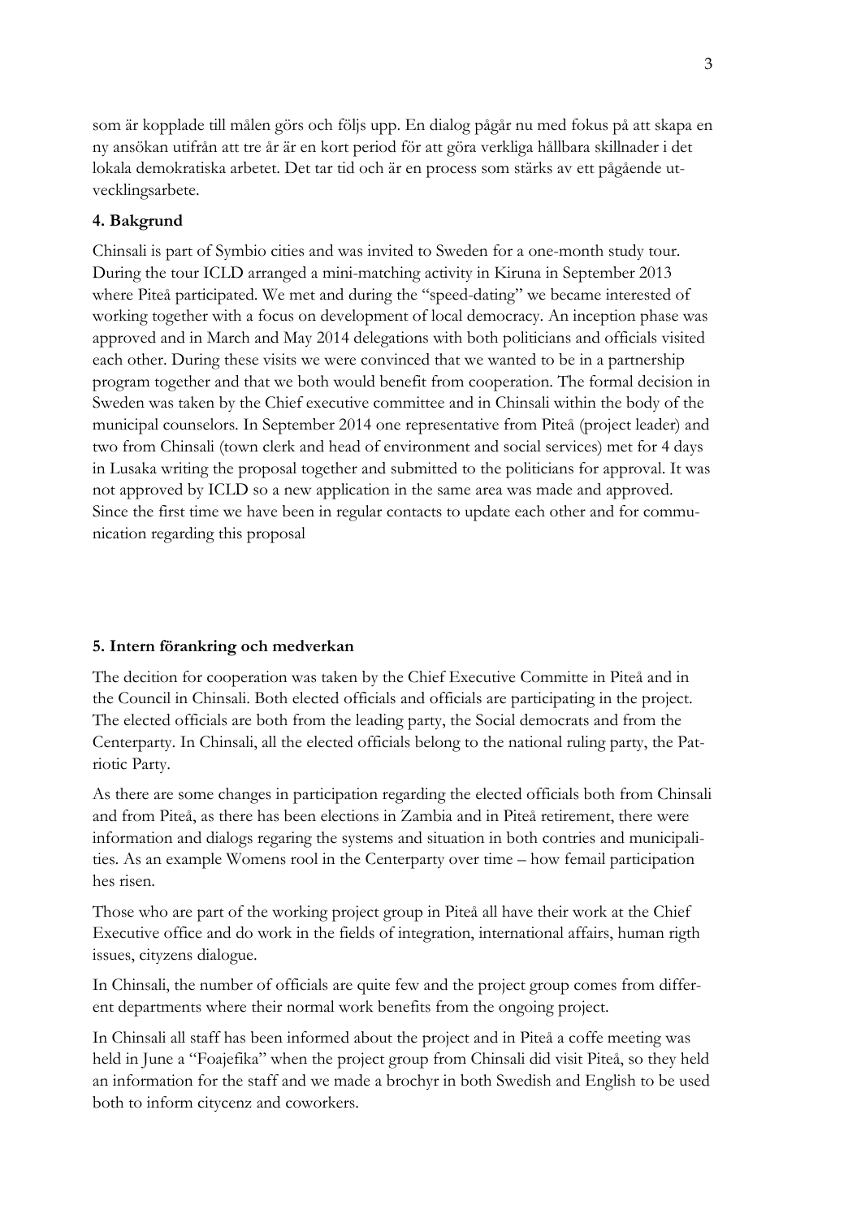som är kopplade till målen görs och följs upp. En dialog pågår nu med fokus på att skapa en ny ansökan utifrån att tre år är en kort period för att göra verkliga hållbara skillnader i det lokala demokratiska arbetet. Det tar tid och är en process som stärks av ett pågående utvecklingsarbete.

### 4. Bakgrund

Chinsali is part of Symbio cities and was invited to Sweden for a one-month study tour. During the tour ICLD arranged a mini-matching activity in Kiruna in September 2013 where Piteå participated. We met and during the "speed-dating" we became interested of working together with a focus on development of local democracy. An inception phase was approved and in March and May 2014 delegations with both politicians and officials visited each other. During these visits we were convinced that we wanted to be in a partnership program together and that we both would benefit from cooperation. The formal decision in Sweden was taken by the Chief executive committee and in Chinsali within the body of the municipal counselors. In September 2014 one representative from Piteå (project leader) and two from Chinsali (town clerk and head of environment and social services) met for 4 days in Lusaka writing the proposal together and submitted to the politicians for approval. It was not approved by ICLD so a new application in the same area was made and approved. Since the first time we have been in regular contacts to update each other and for communication regarding this proposal

### 5. Intern förankring och medverkan

The decition for cooperation was taken by the Chief Executive Committe in Piteå and in the Council in Chinsali. Both elected officials and officials are participating in the project. The elected officials are both from the leading party, the Social democrats and from the Centerparty. In Chinsali, all the elected officials belong to the national ruling party, the Patriotic Party.

As there are some changes in participation regarding the elected officials both from Chinsali and from Piteå, as there has been elections in Zambia and in Piteå retirement, there were information and dialogs regaring the systems and situation in both contries and municipalities. As an example Womens rool in the Centerparty over time – how femail participation hes risen.

Those who are part of the working project group in Piteå all have their work at the Chief Executive office and do work in the fields of integration, international affairs, human rigth issues, cityzens dialogue.

In Chinsali, the number of officials are quite few and the project group comes from different departments where their normal work benefits from the ongoing project.

In Chinsali all staff has been informed about the project and in Piteå a coffe meeting was held in June a "Foajefika" when the project group from Chinsali did visit Piteå, so they held an information for the staff and we made a brochyr in both Swedish and English to be used both to inform citycenz and coworkers.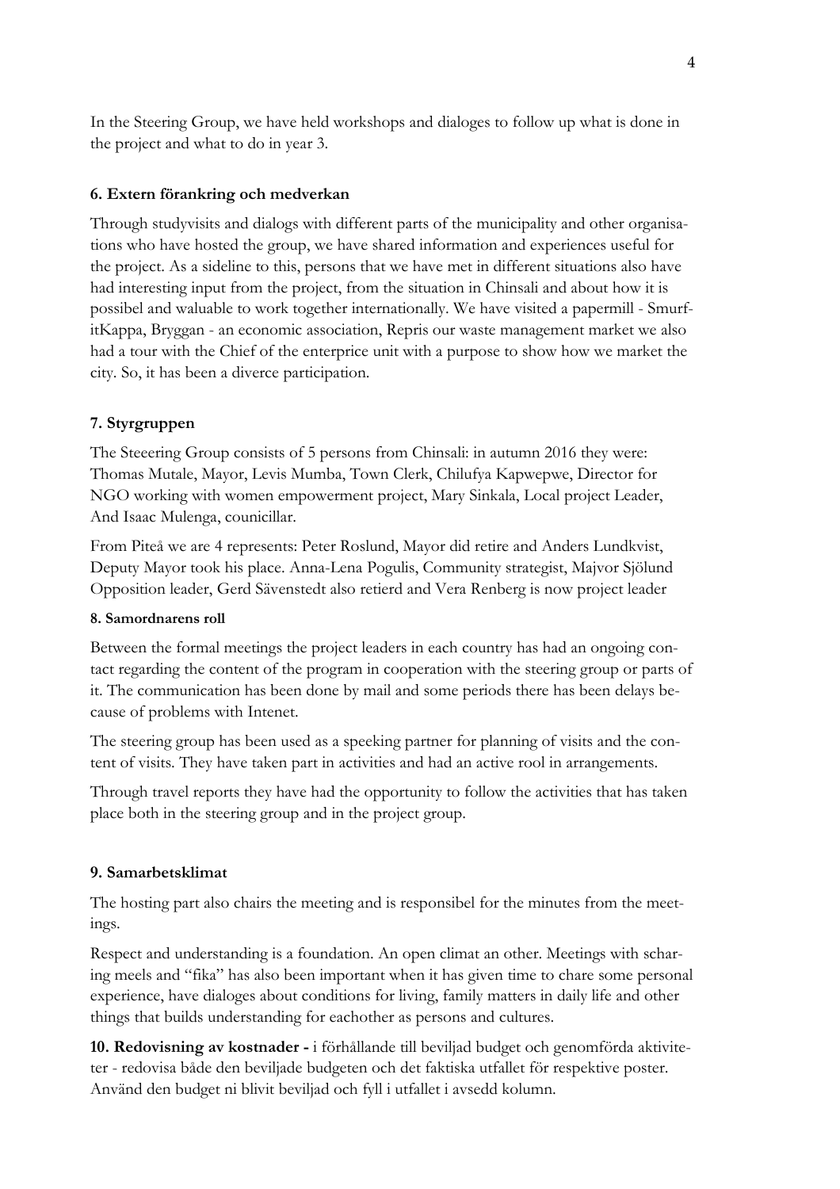In the Steering Group, we have held workshops and dialoges to follow up what is done in the project and what to do in year 3.

#### 6. Extern förankring och medverkan

Through studyvisits and dialogs with different parts of the municipality and other organisations who have hosted the group, we have shared information and experiences useful for the project. As a sideline to this, persons that we have met in different situations also have had interesting input from the project, from the situation in Chinsali and about how it is possibel and waluable to work together internationally. We have visited a papermill - SmurfitKappa, Bryggan - an economic association, Repris our waste management market we also had a tour with the Chief of the enterprice unit with a purpose to show how we market the city. So, it has been a diverce participation.

#### 7. Styrgruppen

The Steeering Group consists of 5 persons from Chinsali: in autumn 2016 they were: Thomas Mutale, Mayor, Levis Mumba, Town Clerk, Chilufya Kapwepwe, Director for NGO working with women empowerment project, Mary Sinkala, Local project Leader, And Isaac Mulenga, counicillar.

From Piteå we are 4 represents: Peter Roslund, Mayor did retire and Anders Lundkvist, Deputy Mayor took his place. Anna-Lena Pogulis, Community strategist, Majvor Sjölund Opposition leader, Gerd Sävenstedt also retierd and Vera Renberg is now project leader

#### 8. Samordnarens roll

Between the formal meetings the project leaders in each country has had an ongoing contact regarding the content of the program in cooperation with the steering group or parts of it. The communication has been done by mail and some periods there has been delays because of problems with Intenet.

The steering group has been used as a speeking partner for planning of visits and the content of visits. They have taken part in activities and had an active rool in arrangements.

Through travel reports they have had the opportunity to follow the activities that has taken place both in the steering group and in the project group.

#### 9. Samarbetsklimat

The hosting part also chairs the meeting and is responsibel for the minutes from the meetings.

Respect and understanding is a foundation. An open climat an other. Meetings with scharing meels and "fika" has also been important when it has given time to chare some personal experience, have dialoges about conditions for living, family matters in daily life and other things that builds understanding for eachother as persons and cultures.

**10. Redovisning av kostnader -** i förhållande till beviljad budget och genomförda aktiviteter - redovisa både den beviljade budgeten och det faktiska utfallet för respektive poster. Använd den budget ni blivit beviljad och fyll i utfallet i avsedd kolumn.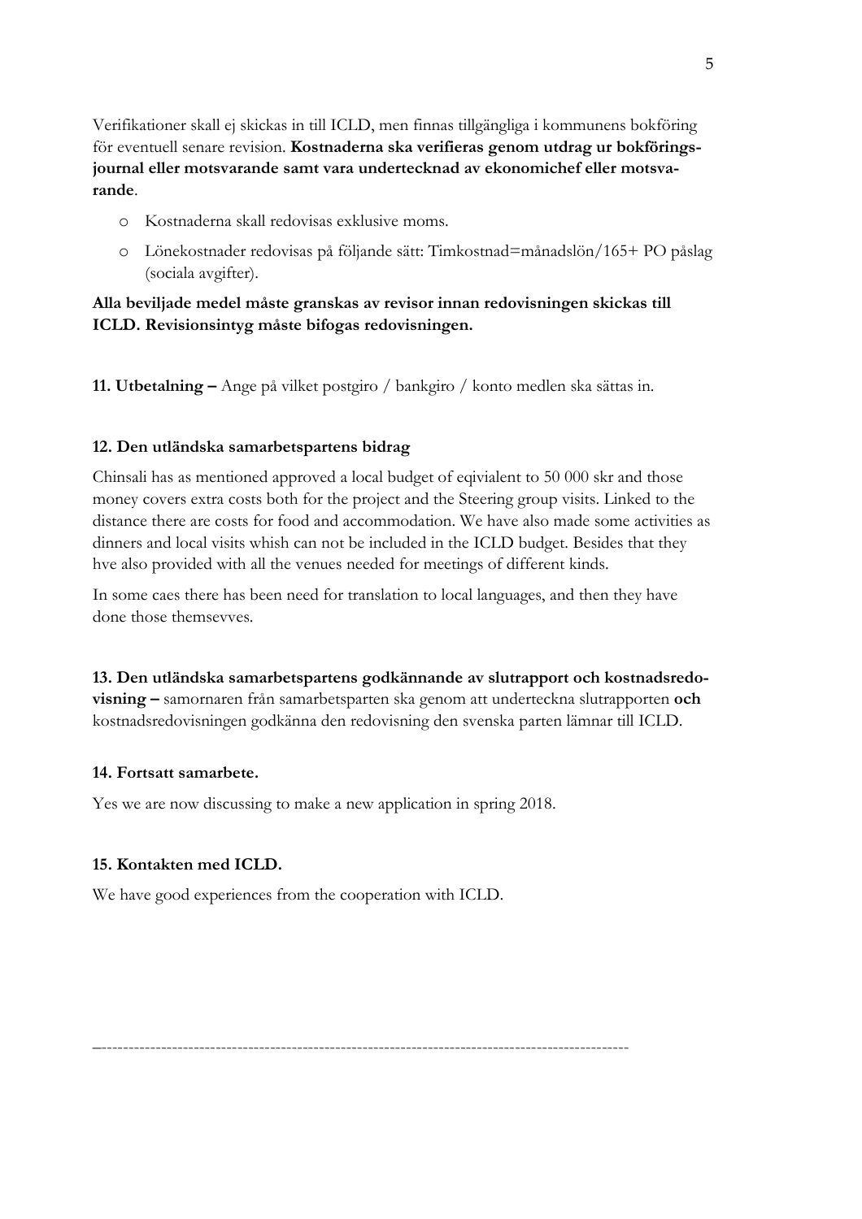Verifikationer skall ej skickas in till ICLD, men finnas tillgängliga i kommunens bokföring för eventuell senare revision. **Kostnaderna ska verifieras genom utdrag ur bokföringsjournal eller motsvarande samt vara undertecknad av ekonomichef eller motsvarande**.

- Kostnaderna skall redovisas exklusive moms.
- Lönekostnader redovisas på följande sätt: Timkostnad=månadslön/165+ PO påslag (sociala avgifter).

**Alla beviljade medel måste granskas av revisor innan redovisningen skickas till ICLD. Revisionsintyg måste bifogas redovisningen.**

**11. Utbetalning –** Ange på vilket postgiro / bankgiro / konto medlen ska sättas in.

**12. Den utländska samarbetspartens bidrag**

Chinsali has as mentioned approved a local budget of eqivialent to 50 000 skr and those money covers extra costs both for the project and the Steering group visits. Linked to the distance there are costs for food and accommodation. We have also made some activities as dinners and local visits whish can not be included in the ICLD budget. Besides that they hve also provided with all the venues needed for meetings of different kinds.

In some caes there has been need for translation to local languages, and then they have done those themsevves.

**13. Den utländska samarbetspartens godkännande av slutrapport och kostnadsredovisning –** samornaren från samarbetsparten ska genom att underteckna slutrapporten **och** kostnadsredovisningen godkänna den redovisning den svenska parten lämnar till ICLD.

**14. Fortsatt samarbete.**

Yes we are now discussing to make a new application in spring 2018.

**15. Kontakten med ICLD.**

We have good experiences from the cooperation with ICLD.

\_\_\_\_\_\_\_\_\_\_\_\_\_\_\_\_\_\_\_\_\_\_\_\_\_\_\_\_\_\_\_\_\_\_\_\_\_\_\_\_\_\_\_\_\_\_\_\_\_\_\_\_\_\_\_\_\_\_\_\_\_\_\_\_\_\_\_\_\_\_\_\_\_\_\_\_\_\_\_\_\_\_\_\_\_\_\_\_\_\_\_\_\_\_\_\_\_\_